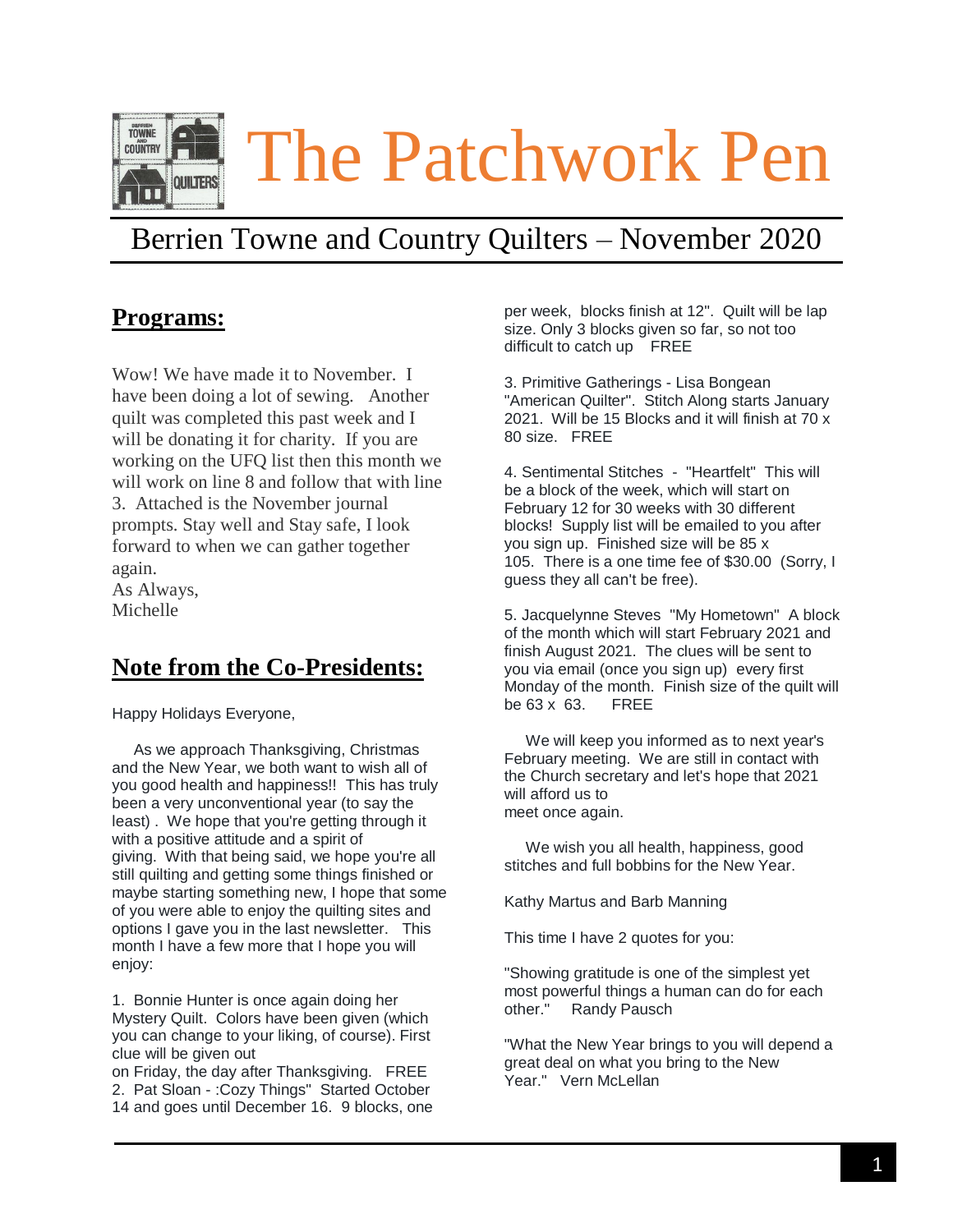# The Patchwork Pen

## Berrien Towne and Country Quilters – November 2020

## Programs:

Wow! We have made it to November. I have been doing a lot of sewing. Another quilt was completed this past week and I will be donating it for charity. If you are working on the UFQ list then this month we will work on line 8 and follow that with line 3. Attached is the November journal prompts. Stay well and Stay safe, I look forward to when we can gather together again.
As Always,
Michelle

## Note from the Co-Presidents:

Happy Holidays Everyone,

As we approach Thanksgiving, Christmas and the New Year, we both want to wish all of you good health and happiness!! This has truly been a very unconventional year (to say the least) . We hope that you're getting through it with a positive attitude and a spirit of giving. With that being said, we hope you're all still quilting and getting some things finished or maybe starting something new, I hope that some of you were able to enjoy the quilting sites and options I gave you in the last newsletter. This month I have a few more that I hope you will enjoy:

1. Bonnie Hunter is once again doing her Mystery Quilt. Colors have been given (which you can change to your liking, of course). First clue will be given out on Friday, the day after Thanksgiving. FREE
2. Pat Sloan - :Cozy Things" Started October 14 and goes until December 16. 9 blocks, one per week, blocks finish at 12". Quilt will be lap size. Only 3 blocks given so far, so not too difficult to catch up FREE

3. Primitive Gatherings - Lisa Bongean "American Quilter". Stitch Along starts January 2021. Will be 15 Blocks and it will finish at 70 x 80 size. FREE

4. Sentimental Stitches - "Heartfelt" This will be a block of the week, which will start on February 12 for 30 weeks with 30 different blocks! Supply list will be emailed to you after you sign up. Finished size will be 85 x 105. There is a one time fee of $30.00 (Sorry, I guess they all can't be free).

5. Jacquelynne Steves "My Hometown" A block of the month which will start February 2021 and finish August 2021. The clues will be sent to you via email (once you sign up) every first Monday of the month. Finish size of the quilt will be 63 x 63. FREE

We will keep you informed as to next year's February meeting. We are still in contact with the Church secretary and let's hope that 2021 will afford us to meet once again.

We wish you all health, happiness, good stitches and full bobbins for the New Year.

Kathy Martus and Barb Manning

This time I have 2 quotes for you:

"Showing gratitude is one of the simplest yet most powerful things a human can do for each other." Randy Pausch

"What the New Year brings to you will depend a great deal on what you bring to the New Year." Vern McLellan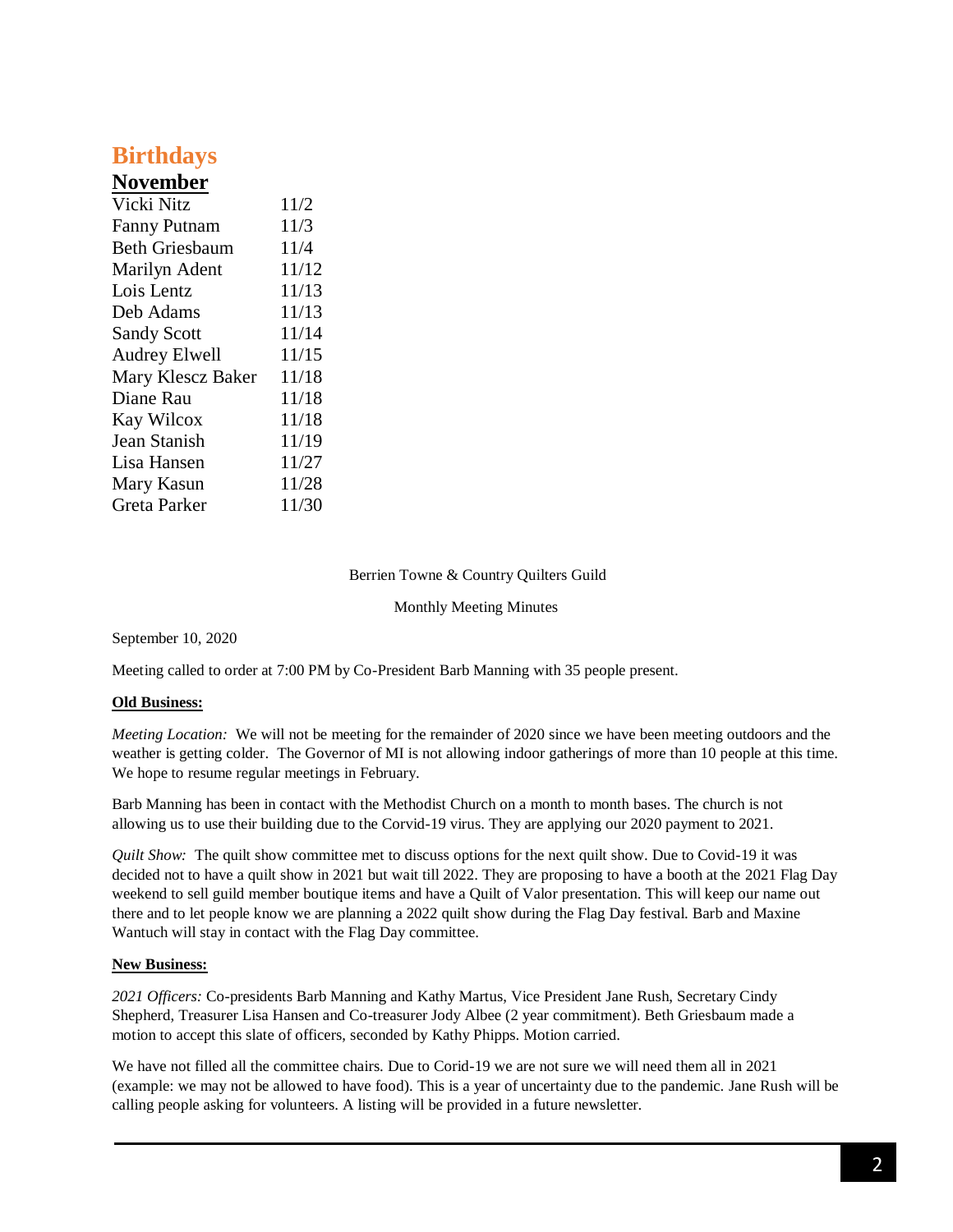# Birthdays

## November

| | |
|---|---|
| Vicki Nitz | 11/2 |
| Fanny Putnam | 11/3 |
| Beth Griesbaum | 11/4 |
| Marilyn Adent | 11/12 |
| Lois Lentz | 11/13 |
| Deb Adams | 11/13 |
| Sandy Scott | 11/14 |
| Audrey Elwell | 11/15 |
| Mary Klescz Baker | 11/18 |
| Diane Rau | 11/18 |
| Kay Wilcox | 11/18 |
| Jean Stanish | 11/19 |
| Lisa Hansen | 11/27 |
| Mary Kasun | 11/28 |
| Greta Parker | 11/30 |

Berrien Towne & Country Quilters Guild

Monthly Meeting Minutes

September 10, 2020

Meeting called to order at 7:00 PM by Co-President Barb Manning with 35 people present.

**Old Business:**

*Meeting Location:* We will not be meeting for the remainder of 2020 since we have been meeting outdoors and the weather is getting colder. The Governor of MI is not allowing indoor gatherings of more than 10 people at this time. We hope to resume regular meetings in February.

Barb Manning has been in contact with the Methodist Church on a month to month bases. The church is not allowing us to use their building due to the Corvid-19 virus. They are applying our 2020 payment to 2021.

*Quilt Show:* The quilt show committee met to discuss options for the next quilt show. Due to Covid-19 it was decided not to have a quilt show in 2021 but wait till 2022. They are proposing to have a booth at the 2021 Flag Day weekend to sell guild member boutique items and have a Quilt of Valor presentation. This will keep our name out there and to let people know we are planning a 2022 quilt show during the Flag Day festival. Barb and Maxine Wantuch will stay in contact with the Flag Day committee.

**New Business:**

*2021 Officers:* Co-presidents Barb Manning and Kathy Martus, Vice President Jane Rush, Secretary Cindy Shepherd, Treasurer Lisa Hansen and Co-treasurer Jody Albee (2 year commitment). Beth Griesbaum made a motion to accept this slate of officers, seconded by Kathy Phipps. Motion carried.

We have not filled all the committee chairs. Due to Corid-19 we are not sure we will need them all in 2021 (example: we may not be allowed to have food). This is a year of uncertainty due to the pandemic. Jane Rush will be calling people asking for volunteers. A listing will be provided in a future newsletter.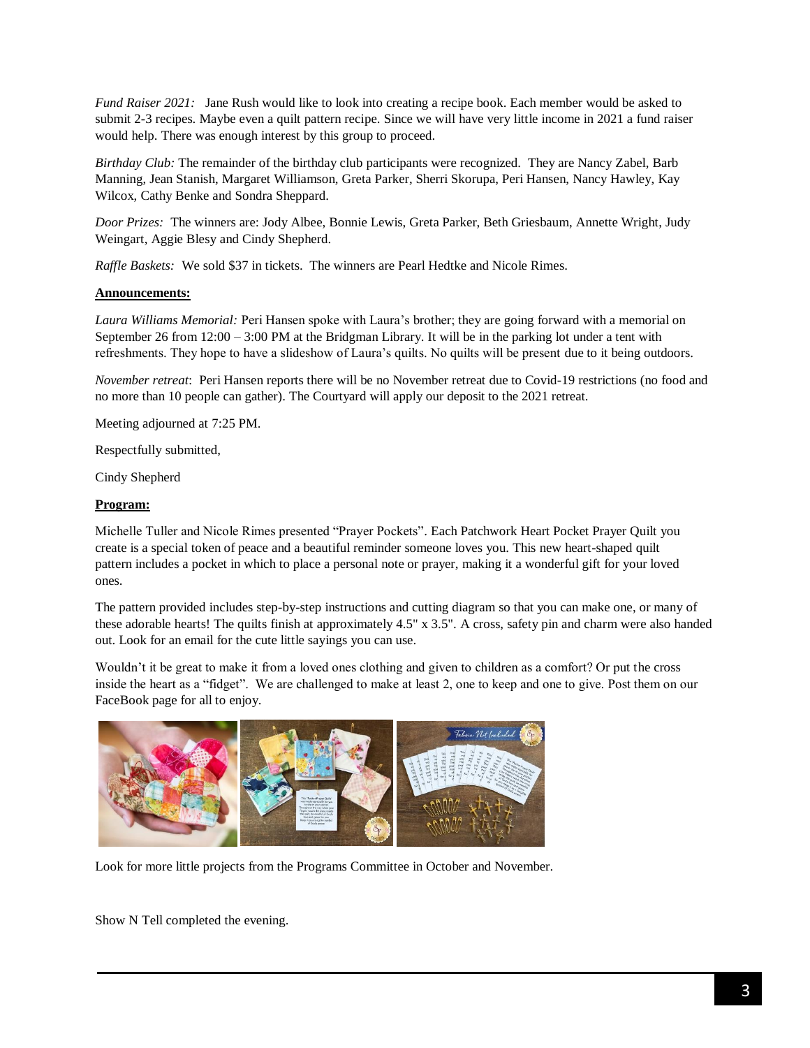*Fund Raiser 2021:* Jane Rush would like to look into creating a recipe book. Each member would be asked to submit 2-3 recipes. Maybe even a quilt pattern recipe. Since we will have very little income in 2021 a fund raiser would help. There was enough interest by this group to proceed.

*Birthday Club:* The remainder of the birthday club participants were recognized. They are Nancy Zabel, Barb Manning, Jean Stanish, Margaret Williamson, Greta Parker, Sherri Skorupa, Peri Hansen, Nancy Hawley, Kay Wilcox, Cathy Benke and Sondra Sheppard.

*Door Prizes:* The winners are: Jody Albee, Bonnie Lewis, Greta Parker, Beth Griesbaum, Annette Wright, Judy Weingart, Aggie Blesy and Cindy Shepherd.

*Raffle Baskets:* We sold $37 in tickets. The winners are Pearl Hedtke and Nicole Rimes.

**Announcements:**

*Laura Williams Memorial:* Peri Hansen spoke with Laura's brother; they are going forward with a memorial on September 26 from 12:00 – 3:00 PM at the Bridgman Library. It will be in the parking lot under a tent with refreshments. They hope to have a slideshow of Laura's quilts. No quilts will be present due to it being outdoors.

*November retreat*: Peri Hansen reports there will be no November retreat due to Covid-19 restrictions (no food and no more than 10 people can gather). The Courtyard will apply our deposit to the 2021 retreat.

Meeting adjourned at 7:25 PM.

Respectfully submitted,

Cindy Shepherd

**Program:**

Michelle Tuller and Nicole Rimes presented "Prayer Pockets". Each Patchwork Heart Pocket Prayer Quilt you create is a special token of peace and a beautiful reminder someone loves you. This new heart-shaped quilt pattern includes a pocket in which to place a personal note or prayer, making it a wonderful gift for your loved ones.

The pattern provided includes step-by-step instructions and cutting diagram so that you can make one, or many of these adorable hearts! The quilts finish at approximately 4.5" x 3.5". A cross, safety pin and charm were also handed out. Look for an email for the cute little sayings you can use.

Wouldn't it be great to make it from a loved ones clothing and given to children as a comfort? Or put the cross inside the heart as a "fidget". We are challenged to make at least 2, one to keep and one to give. Post them on our FaceBook page for all to enjoy.

Look for more little projects from the Programs Committee in October and November.

Show N Tell completed the evening.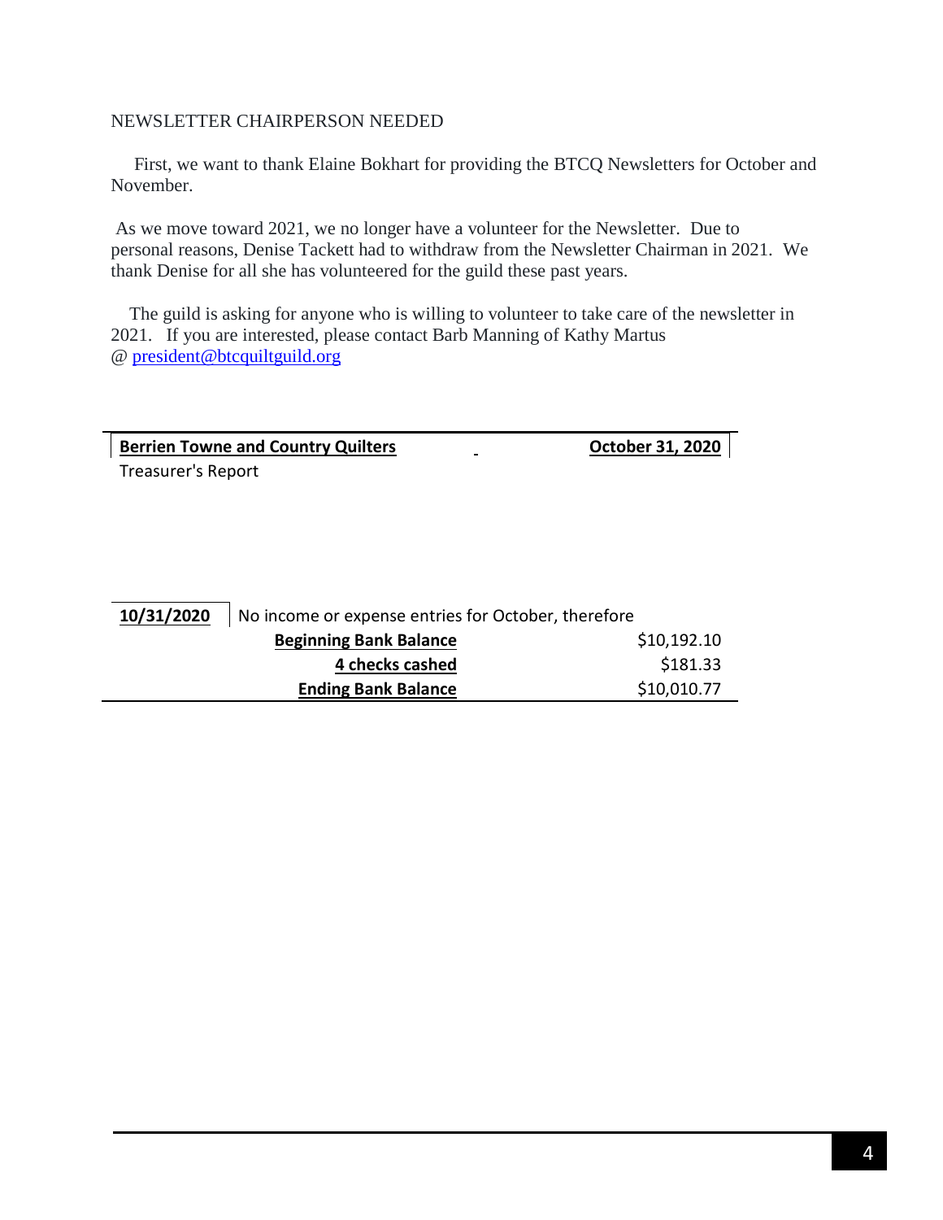## NEWSLETTER CHAIRPERSON NEEDED

First, we want to thank Elaine Bokhart for providing the BTCQ Newsletters for October and November.

As we move toward 2021, we no longer have a volunteer for the Newsletter. Due to personal reasons, Denise Tackett had to withdraw from the Newsletter Chairman in 2021. We thank Denise for all she has volunteered for the guild these past years.

The guild is asking for anyone who is willing to volunteer to take care of the newsletter in 2021. If you are interested, please contact Barb Manning of Kathy Martus @ [president@btcquiltguild.org](mailto:president@btcquiltguild.org)

| **Berrien Towne and Country Quilters** | | **October 31, 2020** |
|---|---|---|
| Treasurer's Report | | |
| | | |
| **10/31/2020** | No income or expense entries for October, therefore | |
| | **Beginning Bank Balance** | $10,192.10 |
| | **4 checks cashed** | $181.33 |
| | **Ending Bank Balance** | $10,010.77 |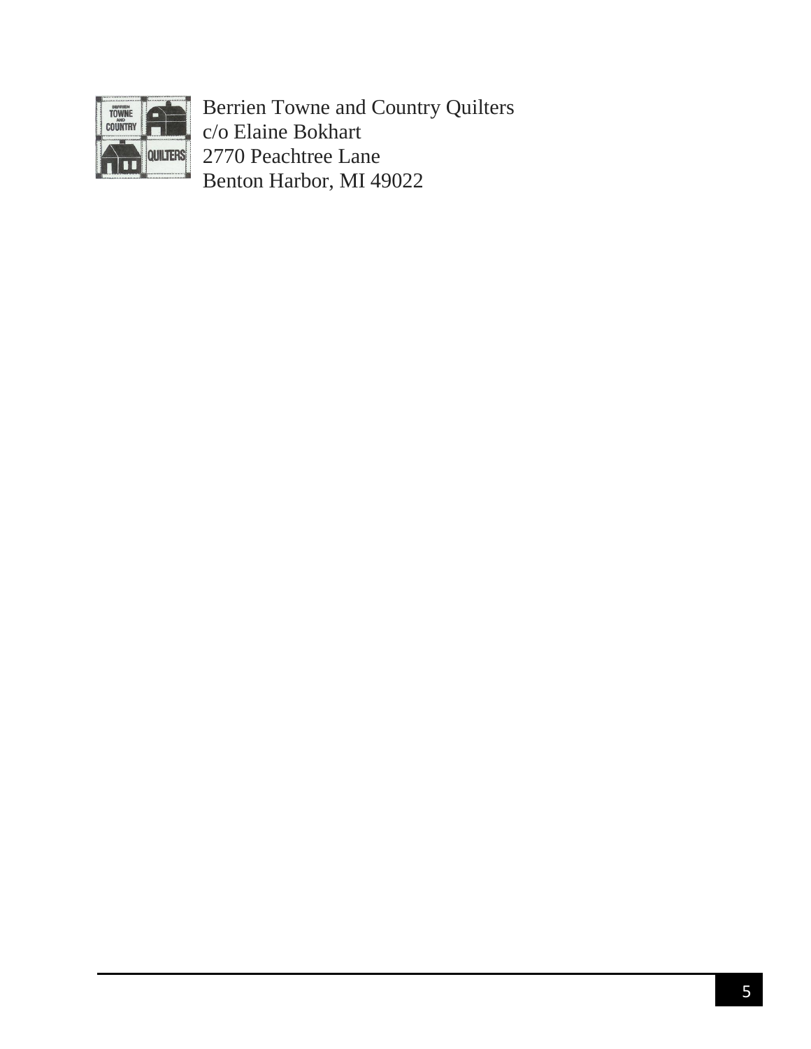Berrien Towne and Country Quilters
c/o Elaine Bokhart
2770 Peachtree Lane
Benton Harbor, MI 49022